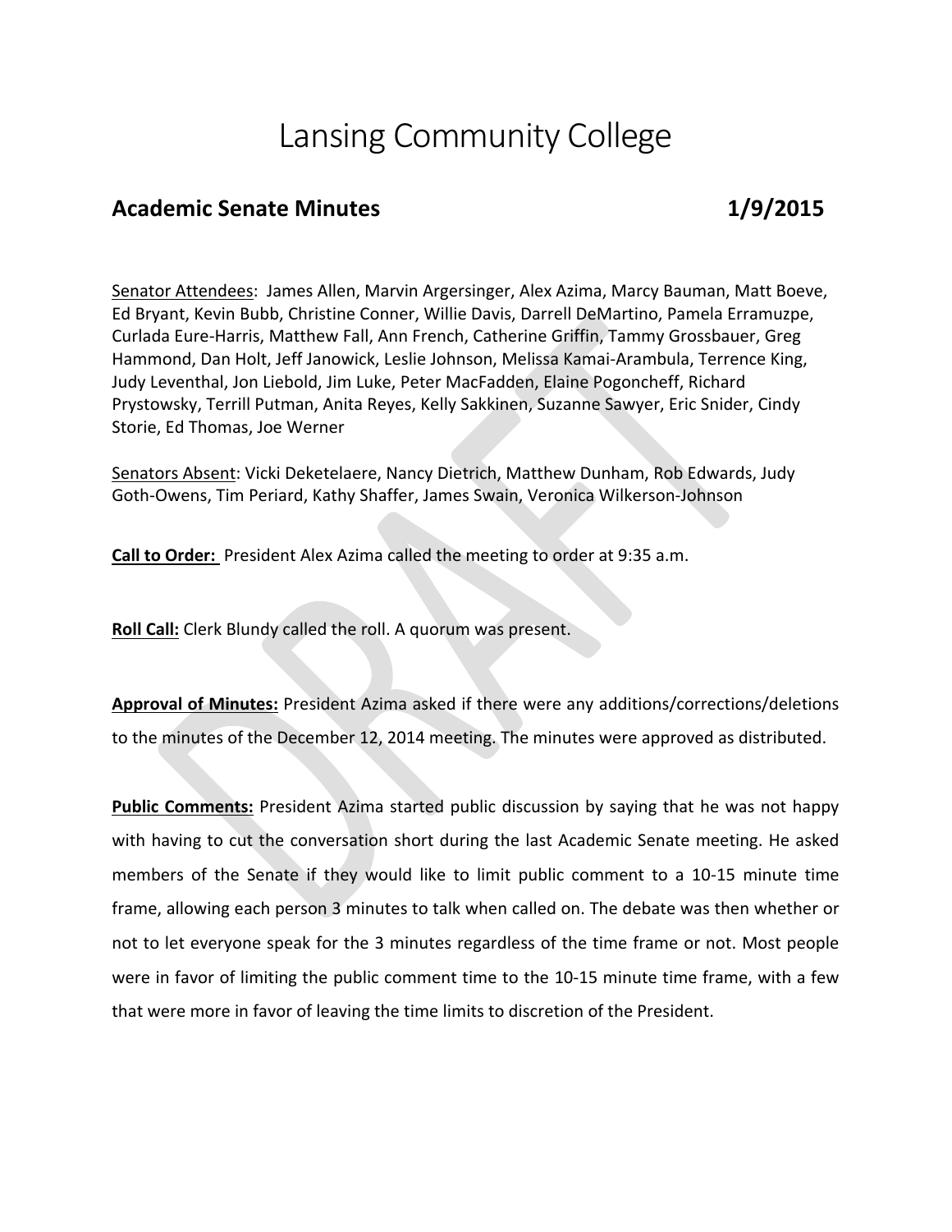# Lansing Community College

## Academic Senate Minutes 1/9/2015

<u>Senator Attendees</u>: James Allen, Marvin Argersinger, Alex Azima, Marcy Bauman, Matt Boeve, Ed Bryant, Kevin Bubb, Christine Conner, Willie Davis, Darrell DeMartino, Pamela Erramuzpe, Curlada Eure-Harris, Matthew Fall, Ann French, Catherine Griffin, Tammy Grossbauer, Greg Hammond, Dan Holt, Jeff Janowick, Leslie Johnson, Melissa Kamai-Arambula, Terrence King, Judy Leventhal, Jon Liebold, Jim Luke, Peter MacFadden, Elaine Pogoncheff, Richard Prystowsky, Terrill Putman, Anita Reyes, Kelly Sakkinen, Suzanne Sawyer, Eric Snider, Cindy Storie, Ed Thomas, Joe Werner

<u>Senators Absent</u>: Vicki Deketelaere, Nancy Dietrich, Matthew Dunham, Rob Edwards, Judy Goth-Owens, Tim Periard, Kathy Shaffer, James Swain, Veronica Wilkerson-Johnson

**Call to Order:** President Alex Azima called the meeting to order at 9:35 a.m.

**Roll Call:** Clerk Blundy called the roll. A quorum was present.

**Approval of Minutes:** President Azima asked if there were any additions/corrections/deletions to the minutes of the December 12, 2014 meeting. The minutes were approved as distributed.

**Public Comments:** President Azima started public discussion by saying that he was not happy with having to cut the conversation short during the last Academic Senate meeting. He asked members of the Senate if they would like to limit public comment to a 10-15 minute time frame, allowing each person 3 minutes to talk when called on. The debate was then whether or not to let everyone speak for the 3 minutes regardless of the time frame or not. Most people were in favor of limiting the public comment time to the 10-15 minute time frame, with a few that were more in favor of leaving the time limits to discretion of the President.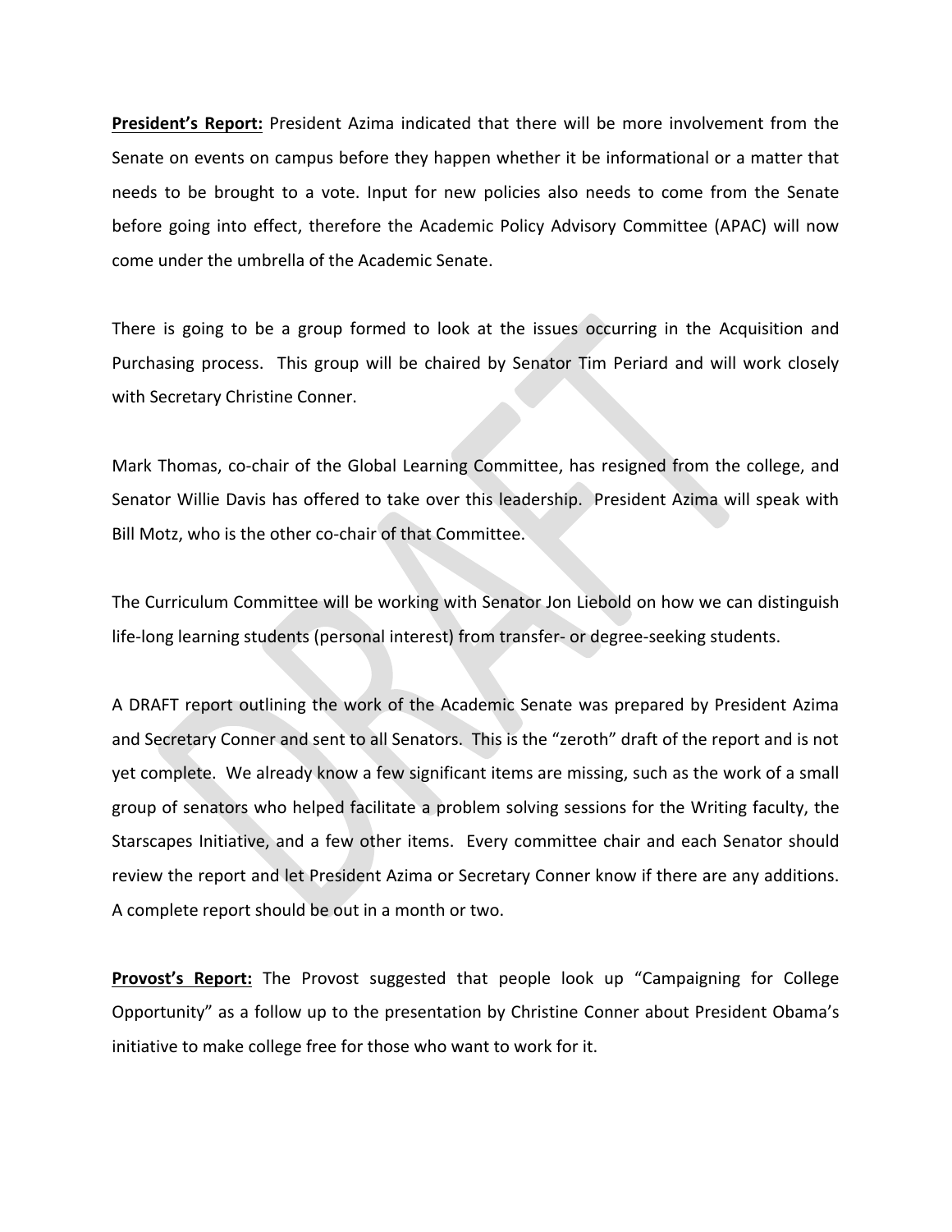**President's Report:** President Azima indicated that there will be more involvement from the Senate on events on campus before they happen whether it be informational or a matter that needs to be brought to a vote. Input for new policies also needs to come from the Senate before going into effect, therefore the Academic Policy Advisory Committee (APAC) will now come under the umbrella of the Academic Senate.

There is going to be a group formed to look at the issues occurring in the Acquisition and Purchasing process. This group will be chaired by Senator Tim Periard and will work closely with Secretary Christine Conner.

Mark Thomas, co-chair of the Global Learning Committee, has resigned from the college, and Senator Willie Davis has offered to take over this leadership. President Azima will speak with Bill Motz, who is the other co-chair of that Committee.

The Curriculum Committee will be working with Senator Jon Liebold on how we can distinguish life-long learning students (personal interest) from transfer- or degree-seeking students.

A DRAFT report outlining the work of the Academic Senate was prepared by President Azima and Secretary Conner and sent to all Senators. This is the "zeroth" draft of the report and is not yet complete. We already know a few significant items are missing, such as the work of a small group of senators who helped facilitate a problem solving sessions for the Writing faculty, the Starscapes Initiative, and a few other items. Every committee chair and each Senator should review the report and let President Azima or Secretary Conner know if there are any additions. A complete report should be out in a month or two.

**Provost's Report:** The Provost suggested that people look up "Campaigning for College Opportunity" as a follow up to the presentation by Christine Conner about President Obama's initiative to make college free for those who want to work for it.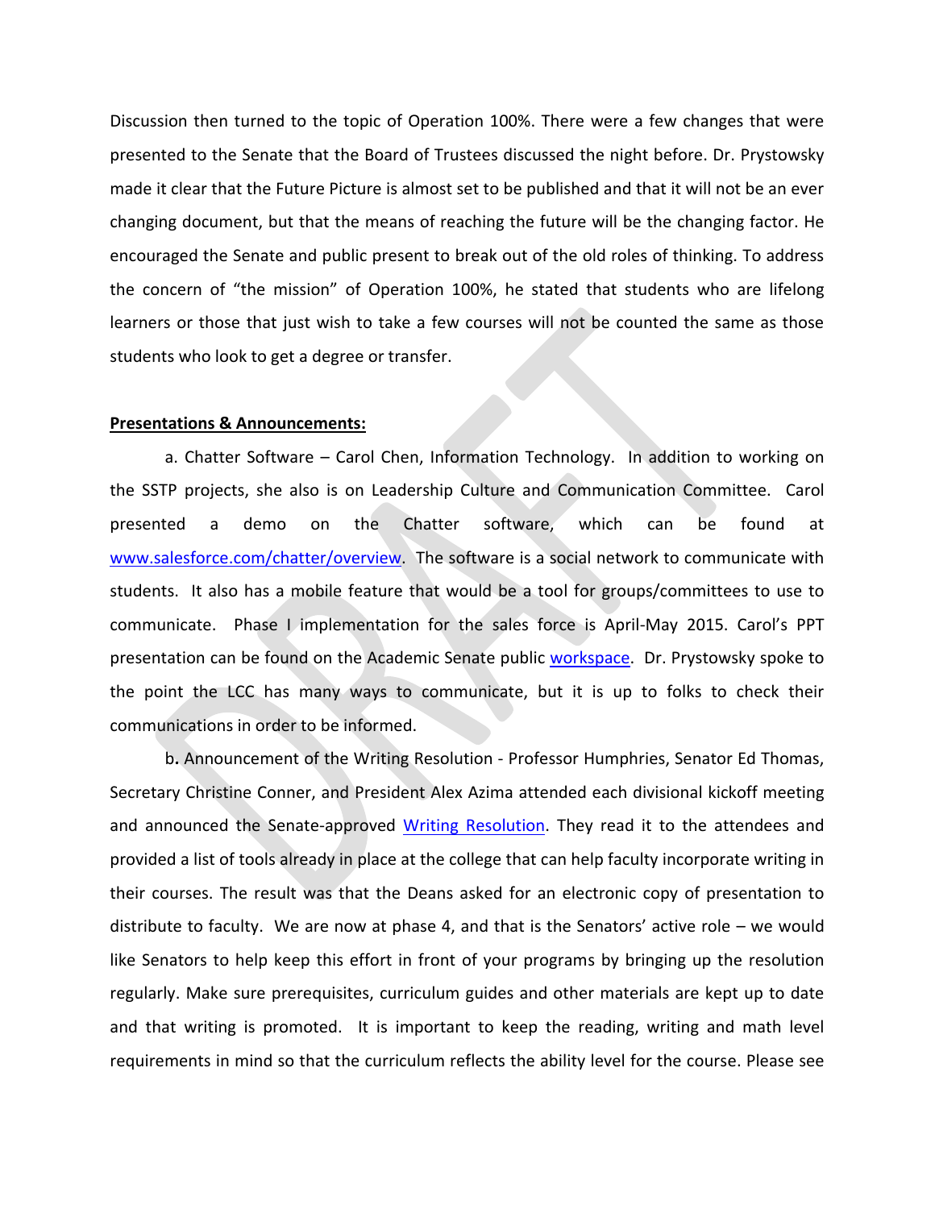Discussion then turned to the topic of Operation 100%. There were a few changes that were presented to the Senate that the Board of Trustees discussed the night before. Dr. Prystowsky made it clear that the Future Picture is almost set to be published and that it will not be an ever changing document, but that the means of reaching the future will be the changing factor. He encouraged the Senate and public present to break out of the old roles of thinking. To address the concern of "the mission" of Operation 100%, he stated that students who are lifelong learners or those that just wish to take a few courses will not be counted the same as those students who look to get a degree or transfer.

**Presentations & Announcements:**

a. Chatter Software – Carol Chen, Information Technology. In addition to working on the SSTP projects, she also is on Leadership Culture and Communication Committee. Carol presented a demo on the Chatter software, which can be found at [www.salesforce.com/chatter/overview](www.salesforce.com/chatter/overview). The software is a social network to communicate with students. It also has a mobile feature that would be a tool for groups/committees to use to communicate. Phase I implementation for the sales force is April-May 2015. Carol's PPT presentation can be found on the Academic Senate public workspace. Dr. Prystowsky spoke to the point the LCC has many ways to communicate, but it is up to folks to check their communications in order to be informed.

b**.** Announcement of the Writing Resolution - Professor Humphries, Senator Ed Thomas, Secretary Christine Conner, and President Alex Azima attended each divisional kickoff meeting and announced the Senate-approved Writing Resolution. They read it to the attendees and provided a list of tools already in place at the college that can help faculty incorporate writing in their courses. The result was that the Deans asked for an electronic copy of presentation to distribute to faculty. We are now at phase 4, and that is the Senators' active role – we would like Senators to help keep this effort in front of your programs by bringing up the resolution regularly. Make sure prerequisites, curriculum guides and other materials are kept up to date and that writing is promoted. It is important to keep the reading, writing and math level requirements in mind so that the curriculum reflects the ability level for the course. Please see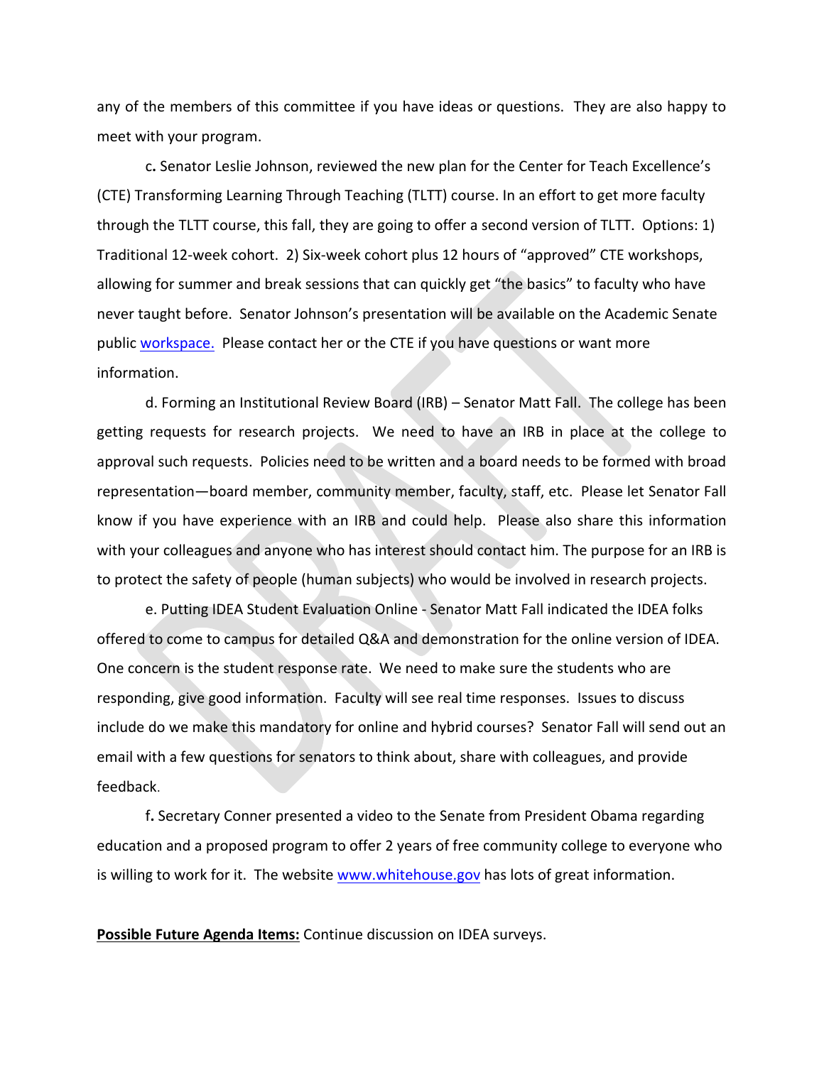any of the members of this committee if you have ideas or questions. They are also happy to meet with your program.

c**.** Senator Leslie Johnson, reviewed the new plan for the Center for Teach Excellence's (CTE) Transforming Learning Through Teaching (TLTT) course. In an effort to get more faculty through the TLTT course, this fall, they are going to offer a second version of TLTT. Options: 1) Traditional 12-week cohort. 2) Six-week cohort plus 12 hours of "approved" CTE workshops, allowing for summer and break sessions that can quickly get "the basics" to faculty who have never taught before. Senator Johnson's presentation will be available on the Academic Senate public workspace. Please contact her or the CTE if you have questions or want more information.

d. Forming an Institutional Review Board (IRB) – Senator Matt Fall. The college has been getting requests for research projects. We need to have an IRB in place at the college to approval such requests. Policies need to be written and a board needs to be formed with broad representation—board member, community member, faculty, staff, etc. Please let Senator Fall know if you have experience with an IRB and could help. Please also share this information with your colleagues and anyone who has interest should contact him. The purpose for an IRB is to protect the safety of people (human subjects) who would be involved in research projects.

e. Putting IDEA Student Evaluation Online - Senator Matt Fall indicated the IDEA folks offered to come to campus for detailed Q&A and demonstration for the online version of IDEA. One concern is the student response rate. We need to make sure the students who are responding, give good information. Faculty will see real time responses. Issues to discuss include do we make this mandatory for online and hybrid courses? Senator Fall will send out an email with a few questions for senators to think about, share with colleagues, and provide feedback.

f**.** Secretary Conner presented a video to the Senate from President Obama regarding education and a proposed program to offer 2 years of free community college to everyone who is willing to work for it. The website www.whitehouse.gov has lots of great information.

**Possible Future Agenda Items:** Continue discussion on IDEA surveys.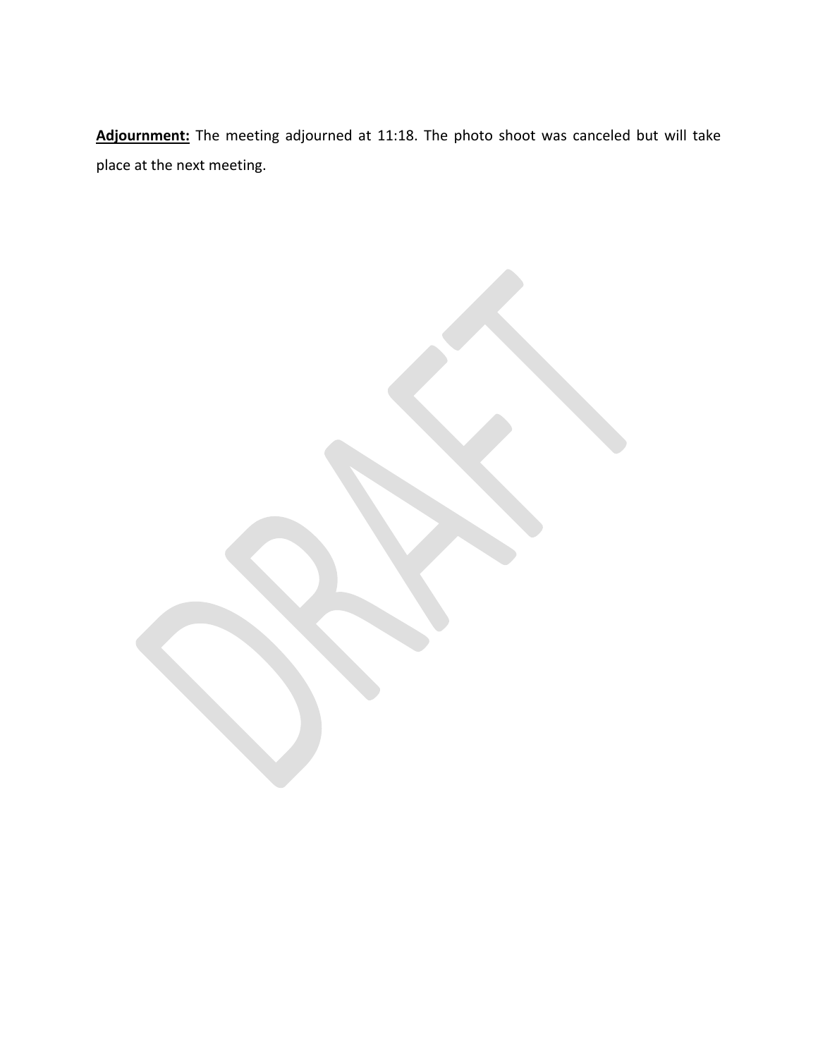**Adjournment:** The meeting adjourned at 11:18. The photo shoot was canceled but will take place at the next meeting.